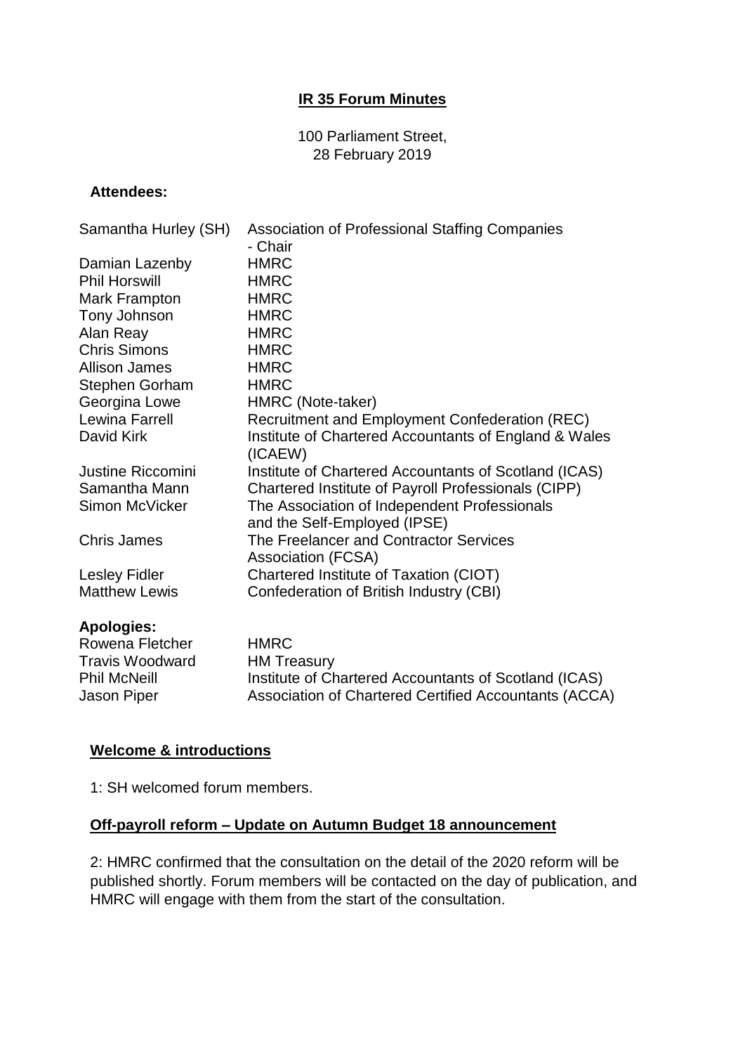# IR 35 Forum Minutes

100 Parliament Street,
28 February 2019

**Attendees:**

| | |
|---|---|
| Samantha Hurley (SH) | Association of Professional Staffing Companies - Chair |
| Damian Lazenby | HMRC |
| Phil Horswill | HMRC |
| Mark Frampton | HMRC |
| Tony Johnson | HMRC |
| Alan Reay | HMRC |
| Chris Simons | HMRC |
| Allison James | HMRC |
| Stephen Gorham | HMRC |
| Georgina Lowe | HMRC (Note-taker) |
| Lewina Farrell | Recruitment and Employment Confederation (REC) |
| David Kirk | Institute of Chartered Accountants of England & Wales (ICAEW) |
| Justine Riccomini | Institute of Chartered Accountants of Scotland (ICAS) |
| Samantha Mann | Chartered Institute of Payroll Professionals (CIPP) |
| Simon McVicker | The Association of Independent Professionals and the Self-Employed (IPSE) |
| Chris James | The Freelancer and Contractor Services Association (FCSA) |
| Lesley Fidler | Chartered Institute of Taxation (CIOT) |
| Matthew Lewis | Confederation of British Industry (CBI) |

**Apologies:**

| | |
|---|---|
| Rowena Fletcher | HMRC |
| Travis Woodward | HM Treasury |
| Phil McNeill | Institute of Chartered Accountants of Scotland (ICAS) |
| Jason Piper | Association of Chartered Certified Accountants (ACCA) |

## Welcome & introductions

1: SH welcomed forum members.

## Off-payroll reform – Update on Autumn Budget 18 announcement

2: HMRC confirmed that the consultation on the detail of the 2020 reform will be published shortly. Forum members will be contacted on the day of publication, and HMRC will engage with them from the start of the consultation.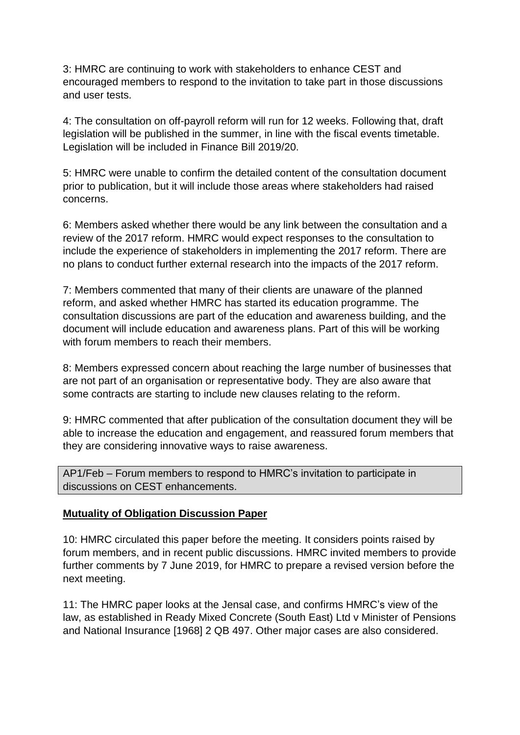3: HMRC are continuing to work with stakeholders to enhance CEST and encouraged members to respond to the invitation to take part in those discussions and user tests.

4: The consultation on off-payroll reform will run for 12 weeks. Following that, draft legislation will be published in the summer, in line with the fiscal events timetable. Legislation will be included in Finance Bill 2019/20.

5: HMRC were unable to confirm the detailed content of the consultation document prior to publication, but it will include those areas where stakeholders had raised concerns.

6: Members asked whether there would be any link between the consultation and a review of the 2017 reform. HMRC would expect responses to the consultation to include the experience of stakeholders in implementing the 2017 reform. There are no plans to conduct further external research into the impacts of the 2017 reform.

7: Members commented that many of their clients are unaware of the planned reform, and asked whether HMRC has started its education programme. The consultation discussions are part of the education and awareness building, and the document will include education and awareness plans. Part of this will be working with forum members to reach their members.

8: Members expressed concern about reaching the large number of businesses that are not part of an organisation or representative body. They are also aware that some contracts are starting to include new clauses relating to the reform.

9: HMRC commented that after publication of the consultation document they will be able to increase the education and engagement, and reassured forum members that they are considering innovative ways to raise awareness.

| AP1/Feb – Forum members to respond to HMRC's invitation to participate in discussions on CEST enhancements. |
|---|

**Mutuality of Obligation Discussion Paper**

10: HMRC circulated this paper before the meeting. It considers points raised by forum members, and in recent public discussions. HMRC invited members to provide further comments by 7 June 2019, for HMRC to prepare a revised version before the next meeting.

11: The HMRC paper looks at the Jensal case, and confirms HMRC's view of the law, as established in Ready Mixed Concrete (South East) Ltd v Minister of Pensions and National Insurance [1968] 2 QB 497. Other major cases are also considered.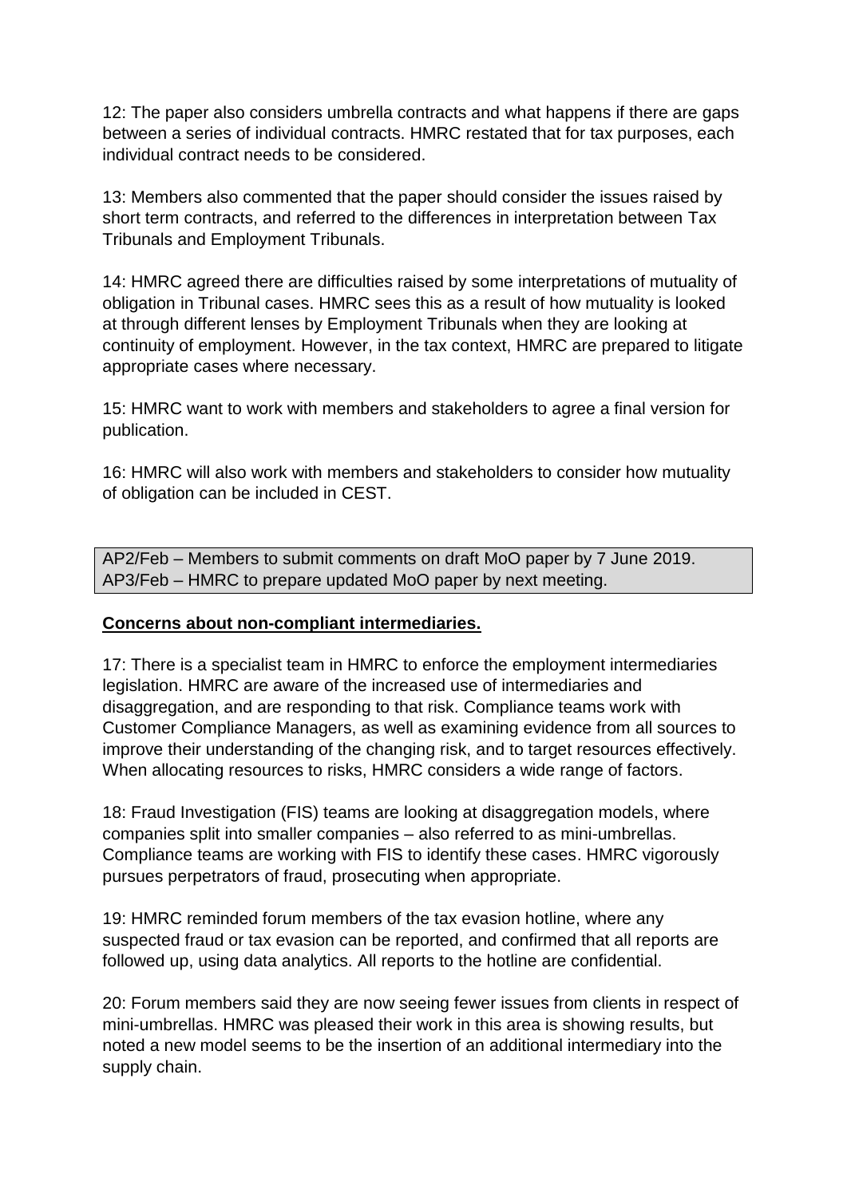12: The paper also considers umbrella contracts and what happens if there are gaps between a series of individual contracts. HMRC restated that for tax purposes, each individual contract needs to be considered.

13: Members also commented that the paper should consider the issues raised by short term contracts, and referred to the differences in interpretation between Tax Tribunals and Employment Tribunals.

14: HMRC agreed there are difficulties raised by some interpretations of mutuality of obligation in Tribunal cases. HMRC sees this as a result of how mutuality is looked at through different lenses by Employment Tribunals when they are looking at continuity of employment. However, in the tax context, HMRC are prepared to litigate appropriate cases where necessary.

15: HMRC want to work with members and stakeholders to agree a final version for publication.

16: HMRC will also work with members and stakeholders to consider how mutuality of obligation can be included in CEST.

AP2/Feb – Members to submit comments on draft MoO paper by 7 June 2019.
AP3/Feb – HMRC to prepare updated MoO paper by next meeting.

**Concerns about non-compliant intermediaries.**

17: There is a specialist team in HMRC to enforce the employment intermediaries legislation. HMRC are aware of the increased use of intermediaries and disaggregation, and are responding to that risk. Compliance teams work with Customer Compliance Managers, as well as examining evidence from all sources to improve their understanding of the changing risk, and to target resources effectively. When allocating resources to risks, HMRC considers a wide range of factors.

18: Fraud Investigation (FIS) teams are looking at disaggregation models, where companies split into smaller companies – also referred to as mini-umbrellas. Compliance teams are working with FIS to identify these cases. HMRC vigorously pursues perpetrators of fraud, prosecuting when appropriate.

19: HMRC reminded forum members of the tax evasion hotline, where any suspected fraud or tax evasion can be reported, and confirmed that all reports are followed up, using data analytics. All reports to the hotline are confidential.

20: Forum members said they are now seeing fewer issues from clients in respect of mini-umbrellas. HMRC was pleased their work in this area is showing results, but noted a new model seems to be the insertion of an additional intermediary into the supply chain.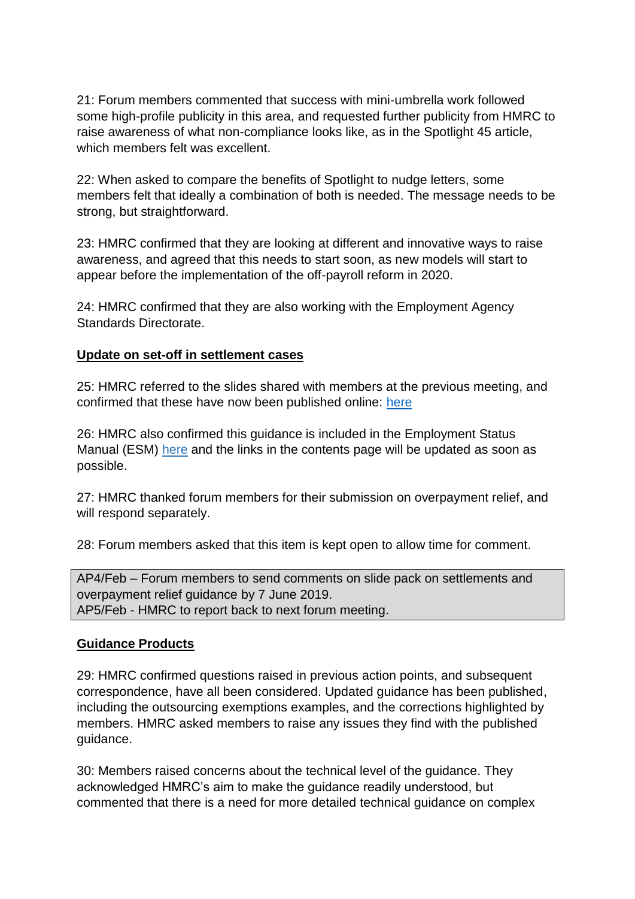21: Forum members commented that success with mini-umbrella work followed some high-profile publicity in this area, and requested further publicity from HMRC to raise awareness of what non-compliance looks like, as in the Spotlight 45 article, which members felt was excellent.

22: When asked to compare the benefits of Spotlight to nudge letters, some members felt that ideally a combination of both is needed. The message needs to be strong, but straightforward.

23: HMRC confirmed that they are looking at different and innovative ways to raise awareness, and agreed that this needs to start soon, as new models will start to appear before the implementation of the off-payroll reform in 2020.

24: HMRC confirmed that they are also working with the Employment Agency Standards Directorate.

**Update on set-off in settlement cases**

25: HMRC referred to the slides shared with members at the previous meeting, and confirmed that these have now been published online: here

26: HMRC also confirmed this guidance is included in the Employment Status Manual (ESM) here and the links in the contents page will be updated as soon as possible.

27: HMRC thanked forum members for their submission on overpayment relief, and will respond separately.

28: Forum members asked that this item is kept open to allow time for comment.

AP4/Feb – Forum members to send comments on slide pack on settlements and overpayment relief guidance by 7 June 2019.
AP5/Feb - HMRC to report back to next forum meeting.

**Guidance Products**

29: HMRC confirmed questions raised in previous action points, and subsequent correspondence, have all been considered. Updated guidance has been published, including the outsourcing exemptions examples, and the corrections highlighted by members. HMRC asked members to raise any issues they find with the published guidance.

30: Members raised concerns about the technical level of the guidance. They acknowledged HMRC's aim to make the guidance readily understood, but commented that there is a need for more detailed technical guidance on complex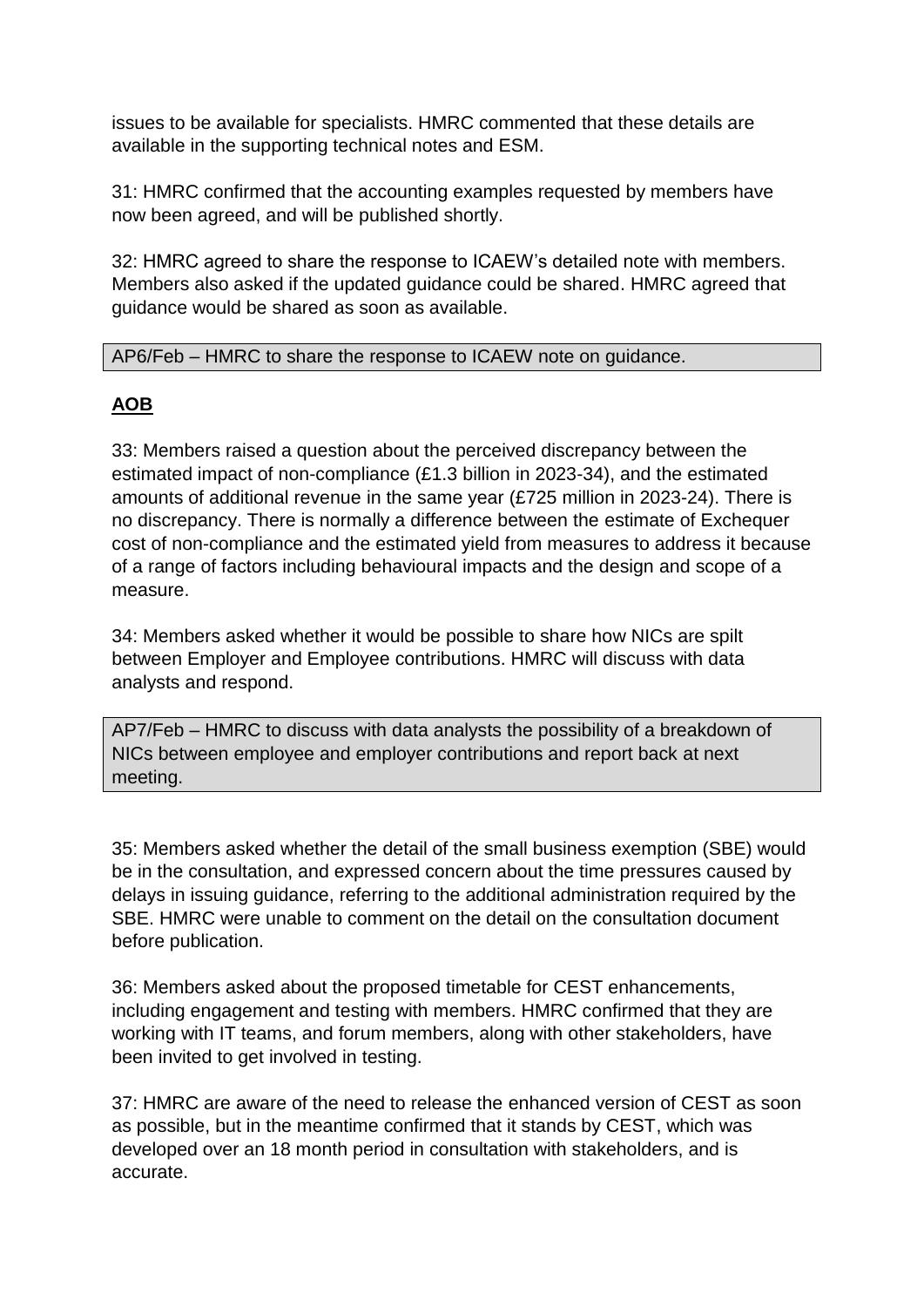issues to be available for specialists. HMRC commented that these details are available in the supporting technical notes and ESM.

31: HMRC confirmed that the accounting examples requested by members have now been agreed, and will be published shortly.

32: HMRC agreed to share the response to ICAEW's detailed note with members. Members also asked if the updated guidance could be shared. HMRC agreed that guidance would be shared as soon as available.

| AP6/Feb – HMRC to share the response to ICAEW note on guidance. |
| --- |

**AOB**

33: Members raised a question about the perceived discrepancy between the estimated impact of non-compliance (£1.3 billion in 2023-34), and the estimated amounts of additional revenue in the same year (£725 million in 2023-24). There is no discrepancy. There is normally a difference between the estimate of Exchequer cost of non-compliance and the estimated yield from measures to address it because of a range of factors including behavioural impacts and the design and scope of a measure.

34: Members asked whether it would be possible to share how NICs are spilt between Employer and Employee contributions. HMRC will discuss with data analysts and respond.

| AP7/Feb – HMRC to discuss with data analysts the possibility of a breakdown of NICs between employee and employer contributions and report back at next meeting. |
| --- |

35: Members asked whether the detail of the small business exemption (SBE) would be in the consultation, and expressed concern about the time pressures caused by delays in issuing guidance, referring to the additional administration required by the SBE. HMRC were unable to comment on the detail on the consultation document before publication.

36: Members asked about the proposed timetable for CEST enhancements, including engagement and testing with members. HMRC confirmed that they are working with IT teams, and forum members, along with other stakeholders, have been invited to get involved in testing.

37: HMRC are aware of the need to release the enhanced version of CEST as soon as possible, but in the meantime confirmed that it stands by CEST, which was developed over an 18 month period in consultation with stakeholders, and is accurate.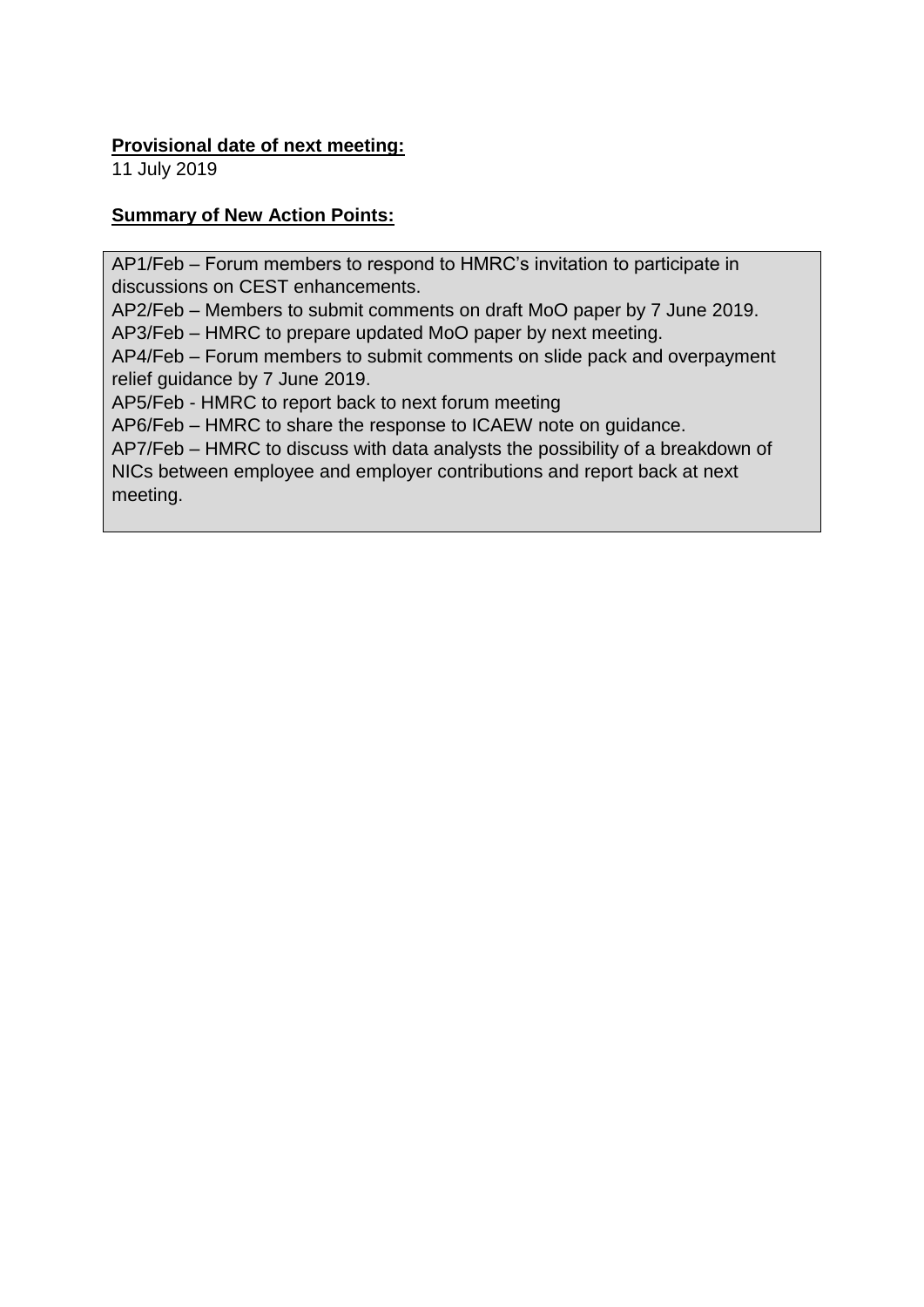**Provisional date of next meeting:**

11 July 2019

**Summary of New Action Points:**

AP1/Feb – Forum members to respond to HMRC's invitation to participate in discussions on CEST enhancements.
AP2/Feb – Members to submit comments on draft MoO paper by 7 June 2019.
AP3/Feb – HMRC to prepare updated MoO paper by next meeting.
AP4/Feb – Forum members to submit comments on slide pack and overpayment relief guidance by 7 June 2019.
AP5/Feb - HMRC to report back to next forum meeting
AP6/Feb – HMRC to share the response to ICAEW note on guidance.
AP7/Feb – HMRC to discuss with data analysts the possibility of a breakdown of NICs between employee and employer contributions and report back at next meeting.